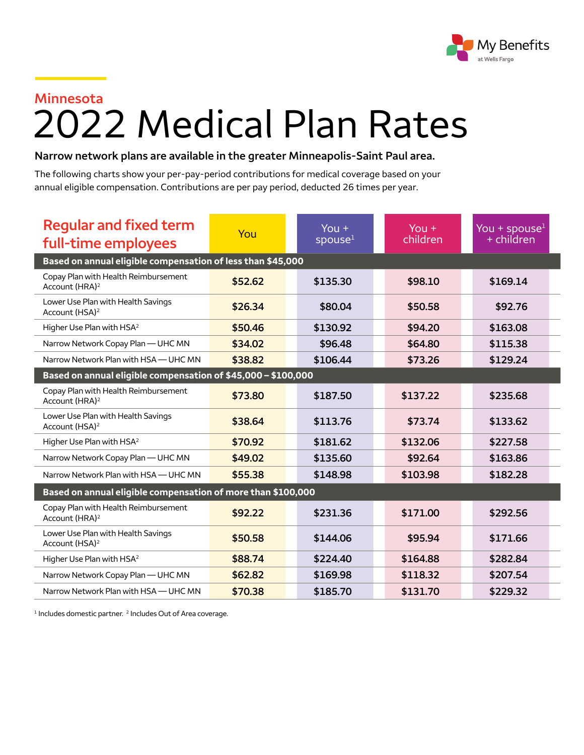My Benefits at Wells Fargo

## Minnesota

# 2022 Medical Plan Rates

**Narrow network plans are available in the greater Minneapolis-Saint Paul area.**

The following charts show your per-pay-period contributions for medical coverage based on your annual eligible compensation. Contributions are per pay period, deducted 26 times per year.

| Regular and fixed term full-time employees | You | You + spouse[1] | You + children | You + spouse[1] + children |
|---|---|---|---|---|
| **Based on annual eligible compensation of less than $45,000** | | | | |
| Copay Plan with Health Reimbursement Account (HRA)[2] | **$52.62** | **$135.30** | **$98.10** | **$169.14** |
| Lower Use Plan with Health Savings Account (HSA)[2] | **$26.34** | **$80.04** | **$50.58** | **$92.76** |
| Higher Use Plan with HSA[2] | **$50.46** | **$130.92** | **$94.20** | **$163.08** |
| Narrow Network Copay Plan — UHC MN | **$34.02** | **$96.48** | **$64.80** | **$115.38** |
| Narrow Network Plan with HSA — UHC MN | **$38.82** | **$106.44** | **$73.26** | **$129.24** |
| **Based on annual eligible compensation of $45,000 – $100,000** | | | | |
| Copay Plan with Health Reimbursement Account (HRA)[2] | **$73.80** | **$187.50** | **$137.22** | **$235.68** |
| Lower Use Plan with Health Savings Account (HSA)[2] | **$38.64** | **$113.76** | **$73.74** | **$133.62** |
| Higher Use Plan with HSA[2] | **$70.92** | **$181.62** | **$132.06** | **$227.58** |
| Narrow Network Copay Plan — UHC MN | **$49.02** | **$135.60** | **$92.64** | **$163.86** |
| Narrow Network Plan with HSA — UHC MN | **$55.38** | **$148.98** | **$103.98** | **$182.28** |
| **Based on annual eligible compensation of more than $100,000** | | | | |
| Copay Plan with Health Reimbursement Account (HRA)[2] | **$92.22** | **$231.36** | **$171.00** | **$292.56** |
| Lower Use Plan with Health Savings Account (HSA)[2] | **$50.58** | **$144.06** | **$95.94** | **$171.66** |
| Higher Use Plan with HSA[2] | **$88.74** | **$224.40** | **$164.88** | **$282.84** |
| Narrow Network Copay Plan — UHC MN | **$62.82** | **$169.98** | **$118.32** | **$207.54** |
| Narrow Network Plan with HSA — UHC MN | **$70.38** | **$185.70** | **$131.70** | **$229.32** |

[1] Includes domestic partner. [2] Includes Out of Area coverage.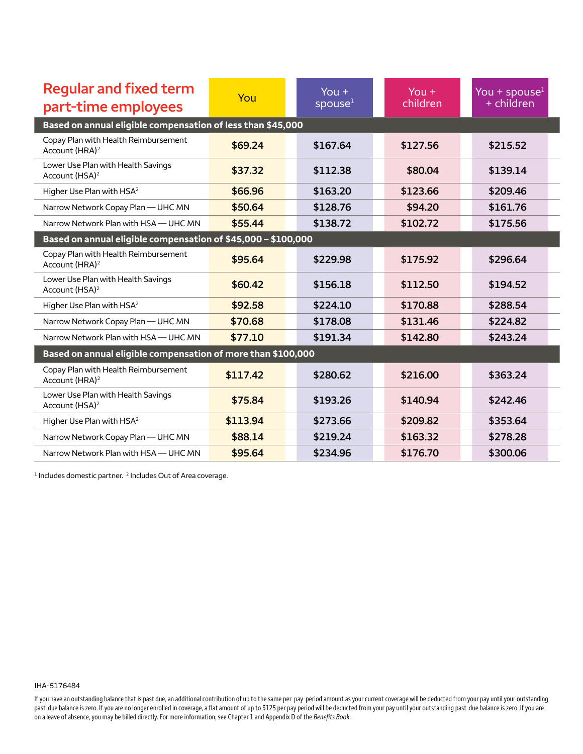| Regular and fixed term part-time employees | You | You + spouse[1] | You + children | You + spouse[1] + children |
|---|---|---|---|---|
| **Based on annual eligible compensation of less than $45,000** | | | | |
| Copay Plan with Health Reimbursement Account (HRA)[2] | $69.24 | $167.64 | $127.56 | $215.52 |
| Lower Use Plan with Health Savings Account (HSA)[2] | $37.32 | $112.38 | $80.04 | $139.14 |
| Higher Use Plan with HSA[2] | $66.96 | $163.20 | $123.66 | $209.46 |
| Narrow Network Copay Plan — UHC MN | $50.64 | $128.76 | $94.20 | $161.76 |
| Narrow Network Plan with HSA — UHC MN | $55.44 | $138.72 | $102.72 | $175.56 |
| **Based on annual eligible compensation of $45,000 – $100,000** | | | | |
| Copay Plan with Health Reimbursement Account (HRA)[2] | $95.64 | $229.98 | $175.92 | $296.64 |
| Lower Use Plan with Health Savings Account (HSA)[2] | $60.42 | $156.18 | $112.50 | $194.52 |
| Higher Use Plan with HSA[2] | $92.58 | $224.10 | $170.88 | $288.54 |
| Narrow Network Copay Plan — UHC MN | $70.68 | $178.08 | $131.46 | $224.82 |
| Narrow Network Plan with HSA — UHC MN | $77.10 | $191.34 | $142.80 | $243.24 |
| **Based on annual eligible compensation of more than $100,000** | | | | |
| Copay Plan with Health Reimbursement Account (HRA)[2] | $117.42 | $280.62 | $216.00 | $363.24 |
| Lower Use Plan with Health Savings Account (HSA)[2] | $75.84 | $193.26 | $140.94 | $242.46 |
| Higher Use Plan with HSA[2] | $113.94 | $273.66 | $209.82 | $353.64 |
| Narrow Network Copay Plan — UHC MN | $88.14 | $219.24 | $163.32 | $278.28 |
| Narrow Network Plan with HSA — UHC MN | $95.64 | $234.96 | $176.70 | $300.06 |

[1] Includes domestic partner. [2] Includes Out of Area coverage.

IHA-5176484

If you have an outstanding balance that is past due, an additional contribution of up to the same per-pay-period amount as your current coverage will be deducted from your pay until your outstanding past-due balance is zero. If you are no longer enrolled in coverage, a flat amount of up to $125 per pay period will be deducted from your pay until your outstanding past-due balance is zero. If you are on a leave of absence, you may be billed directly. For more information, see Chapter 1 and Appendix D of the *Benefits Book*.